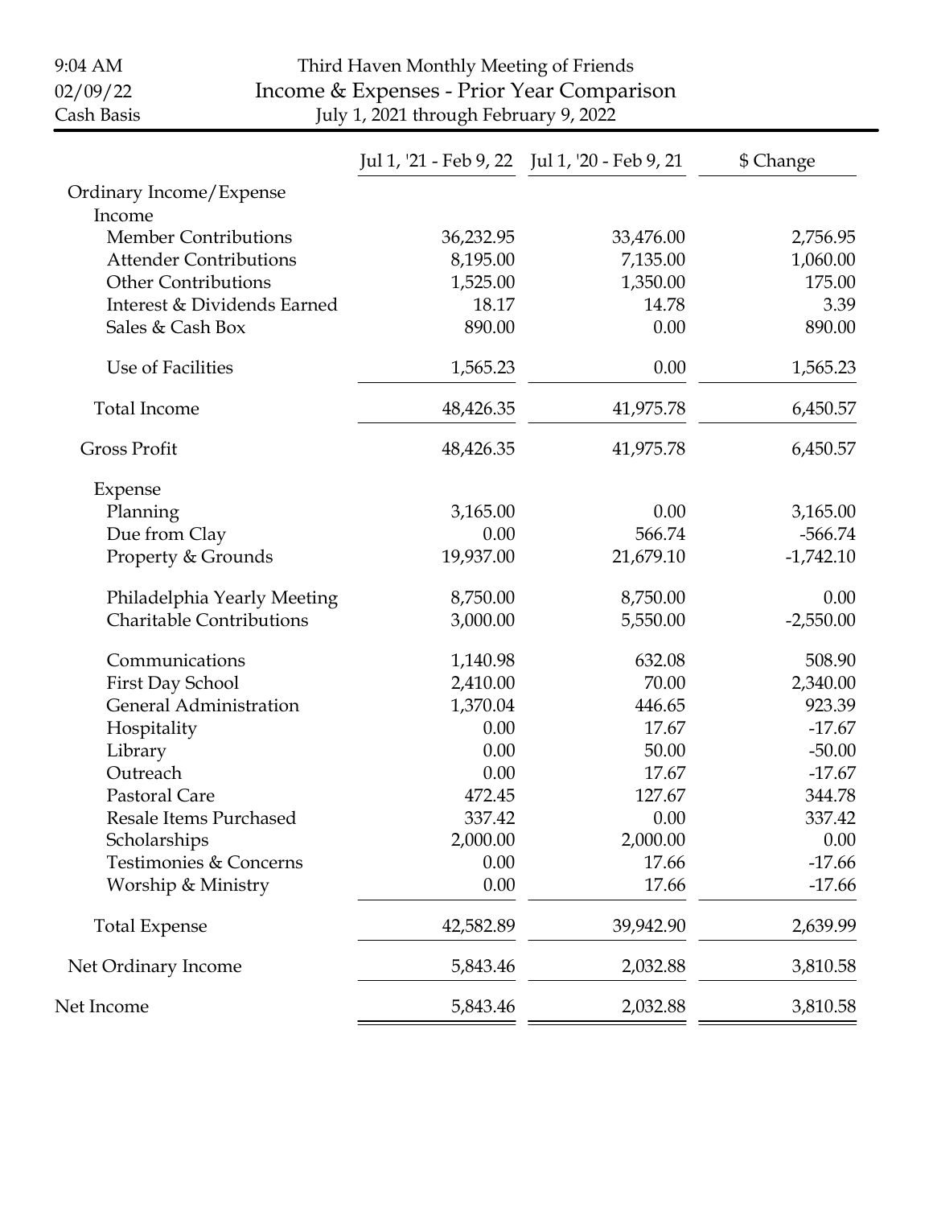9:04 AM
02/09/22
Cash Basis

# Third Haven Monthly Meeting of Friends

## Income & Expenses - Prior Year Comparison

July 1, 2021 through February 9, 2022

| | Jul 1, '21 - Feb 9, 22 | Jul 1, '20 - Feb 9, 21 | $ Change |
|---|---|---|---|
| Ordinary Income/Expense | | | |
| Income | | | |
| Member Contributions | 36,232.95 | 33,476.00 | 2,756.95 |
| Attender Contributions | 8,195.00 | 7,135.00 | 1,060.00 |
| Other Contributions | 1,525.00 | 1,350.00 | 175.00 |
| Interest & Dividends Earned | 18.17 | 14.78 | 3.39 |
| Sales & Cash Box | 890.00 | 0.00 | 890.00 |
| Use of Facilities | 1,565.23 | 0.00 | 1,565.23 |
| Total Income | 48,426.35 | 41,975.78 | 6,450.57 |
| Gross Profit | 48,426.35 | 41,975.78 | 6,450.57 |
| Expense | | | |
| Planning | 3,165.00 | 0.00 | 3,165.00 |
| Due from Clay | 0.00 | 566.74 | -566.74 |
| Property & Grounds | 19,937.00 | 21,679.10 | -1,742.10 |
| Philadelphia Yearly Meeting | 8,750.00 | 8,750.00 | 0.00 |
| Charitable Contributions | 3,000.00 | 5,550.00 | -2,550.00 |
| Communications | 1,140.98 | 632.08 | 508.90 |
| First Day School | 2,410.00 | 70.00 | 2,340.00 |
| General Administration | 1,370.04 | 446.65 | 923.39 |
| Hospitality | 0.00 | 17.67 | -17.67 |
| Library | 0.00 | 50.00 | -50.00 |
| Outreach | 0.00 | 17.67 | -17.67 |
| Pastoral Care | 472.45 | 127.67 | 344.78 |
| Resale Items Purchased | 337.42 | 0.00 | 337.42 |
| Scholarships | 2,000.00 | 2,000.00 | 0.00 |
| Testimonies & Concerns | 0.00 | 17.66 | -17.66 |
| Worship & Ministry | 0.00 | 17.66 | -17.66 |
| Total Expense | 42,582.89 | 39,942.90 | 2,639.99 |
| Net Ordinary Income | 5,843.46 | 2,032.88 | 3,810.58 |
| Net Income | 5,843.46 | 2,032.88 | 3,810.58 |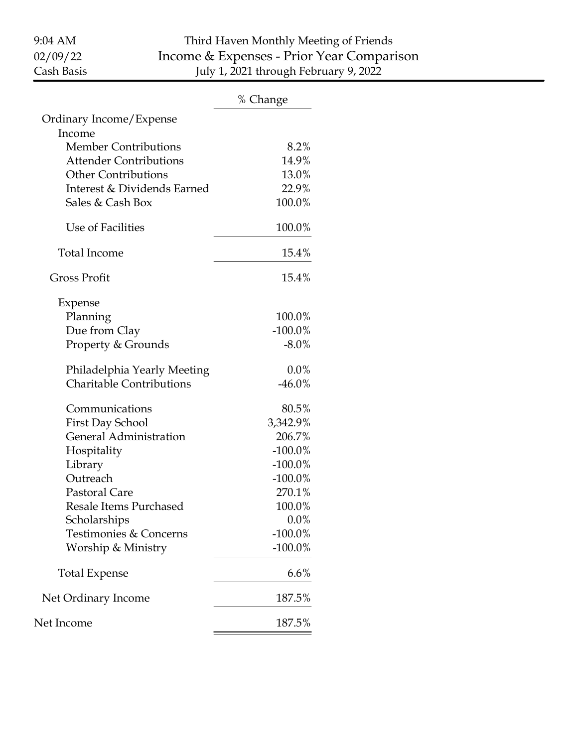9:04 AM
02/09/22
Cash Basis

# Third Haven Monthly Meeting of Friends
## Income & Expenses - Prior Year Comparison
### July 1, 2021 through February 9, 2022

| | % Change |
|---|---|
| Ordinary Income/Expense | |
| Income | |
| Member Contributions | 8.2% |
| Attender Contributions | 14.9% |
| Other Contributions | 13.0% |
| Interest & Dividends Earned | 22.9% |
| Sales & Cash Box | 100.0% |
| Use of Facilities | 100.0% |
| Total Income | 15.4% |
| Gross Profit | 15.4% |
| Expense | |
| Planning | 100.0% |
| Due from Clay | -100.0% |
| Property & Grounds | -8.0% |
| Philadelphia Yearly Meeting | 0.0% |
| Charitable Contributions | -46.0% |
| Communications | 80.5% |
| First Day School | 3,342.9% |
| General Administration | 206.7% |
| Hospitality | -100.0% |
| Library | -100.0% |
| Outreach | -100.0% |
| Pastoral Care | 270.1% |
| Resale Items Purchased | 100.0% |
| Scholarships | 0.0% |
| Testimonies & Concerns | -100.0% |
| Worship & Ministry | -100.0% |
| Total Expense | 6.6% |
| Net Ordinary Income | 187.5% |
| Net Income | 187.5% |